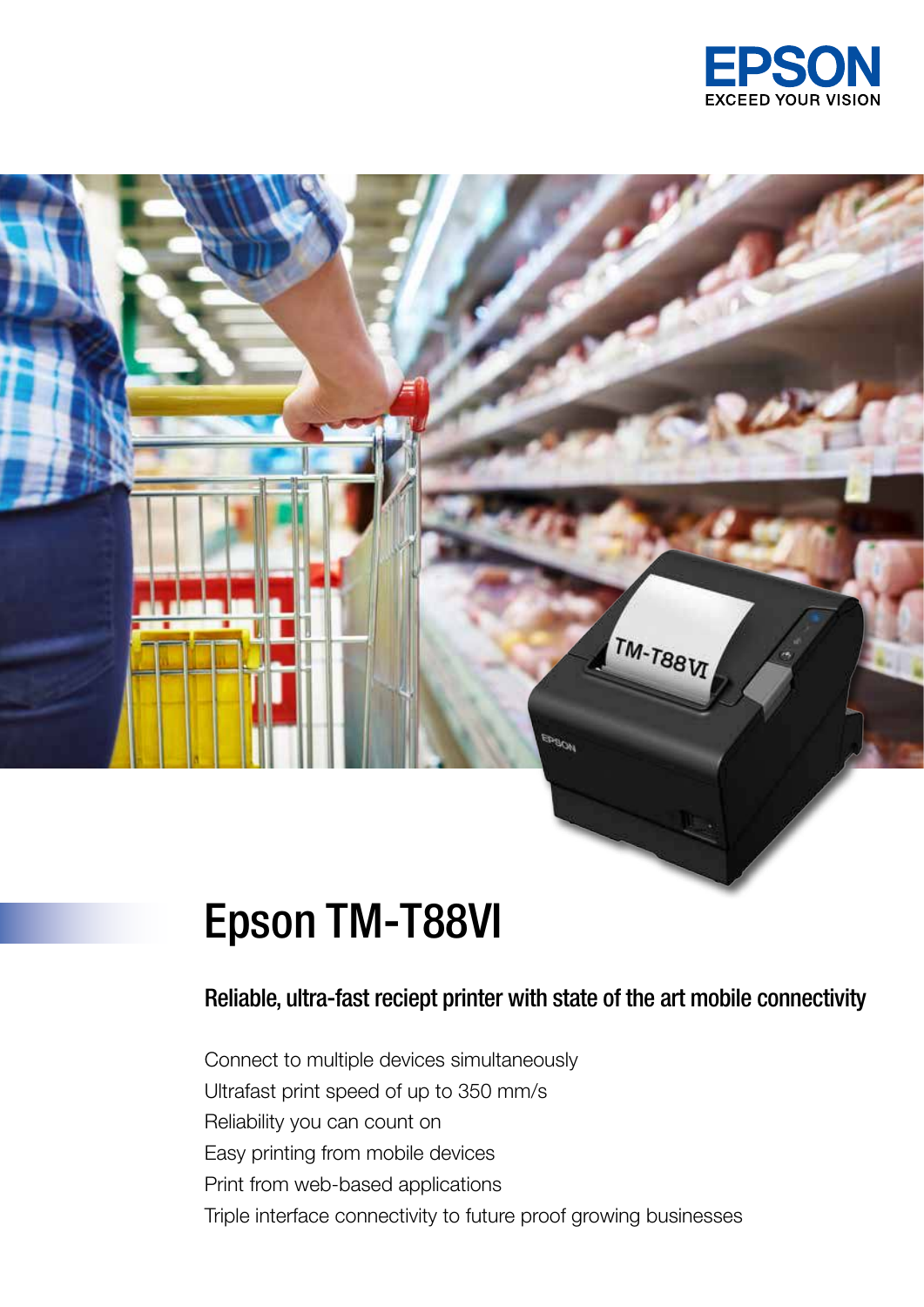EPSON
EXCEED YOUR VISION

# Epson TM-T88VI

## Reliable, ultra-fast reciept printer with state of the art mobile connectivity

Connect to multiple devices simultaneously
Ultrafast print speed of up to 350 mm/s
Reliability you can count on
Easy printing from mobile devices
Print from web-based applications
Triple interface connectivity to future proof growing businesses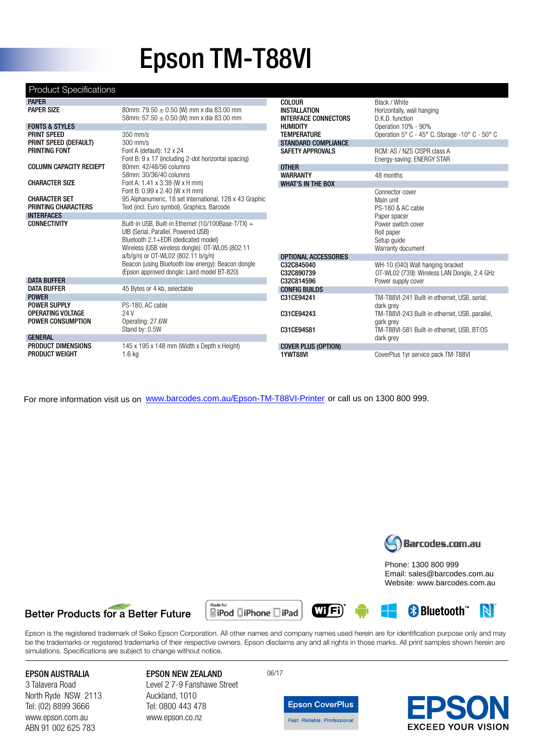# Epson TM-T88VI

## Product Specifications

| | |
|---|---|
| **PAPER** | |
| **PAPER SIZE** | 80mm: 79.50 ± 0.50 (W) mm x dia 83.00 mm<br>58mm: 57.50 ± 0.50 (W) mm x dia 83.00 mm |
| **FONTS & STYLES** | |
| **PRINT SPEED** | 350 mm/s |
| **PRINT SPEED (DEFAULT)** | 300 mm/s |
| **PRINTING FONT** | Font A (default): 12 x 24<br>Font B: 9 x 17 (including 2-dot horizontal spacing) |
| **COLUMN CAPACITY RECIEPT** | 80mm: 42/48/56 columns<br>58mm: 30/36/40 columns |
| **CHARACTER SIZE** | Font A: 1.41 x 3.39 (W x H mm)<br>Font B: 0.99 x 2.40 (W x H mm) |
| **CHARACTER SET** | 95 Alphanumeric, 18 set International, 128 x 43 Graphic |
| **PRINTING CHARACTERS** | Text (incl. Euro symbol), Graphics, Barcode |
| **INTERFACES** | |
| **CONNECTIVITY** | Built-in USB, Built-in Ethernet (10/100Base-T/TX) + UIB (Serial, Parallel, Powered USB)<br>Bluetooth 2.1+EDR (dedicated model)<br>Wireless (USB wireless dongle): OT-WL05 (802.11 a/b/g/n) or OT-WL02 (802.11 b/g/n)<br>Beacon (using Bluetooth low energy): Beacon dongle (Epson approved dongle: Laird model BT-820) |
| **DATA BUFFER** | |
| **DATA BUFFER** | 45 Bytes or 4 kb, selectable |
| **POWER** | |
| **POWER SUPPLY** | PS-180, AC cable |
| **OPERATING VOLTAGE** | 24 V |
| **POWER CONSUMPTION** | Operating: 27.6W<br>Stand by: 0.5W |
| **GENERAL** | |
| **PRODUCT DIMENSIONS** | 145 x 195 x 148 mm (Width x Depth x Height) |
| **PRODUCT WEIGHT** | 1.6 kg |
| **COLOUR** | Black / White |
| **INSTALLATION** | Horizontally, wall hanging |
| **INTERFACE CONNECTORS** | D.K.D. function |
| **HUMIDITY** | Operation 10% - 90% |
| **TEMPERATURE** | Operation 5° C - 45° C, Storage -10° C - 50° C |
| **STANDARD COMPLIANCE** | |
| **SAFETY APPROVALS** | RCM: AS / NZS CISPR class A<br>Energy-saving: ENERGY STAR |
| **OTHER** | |
| **WARRANTY** | 48 months |
| **WHAT'S IN THE BOX** | |
| | Connector cover<br>Main unit<br>PS-180 & AC cable<br>Paper spacer<br>Power switch cover<br>Roll paper<br>Setup guide<br>Warranty document |
| **OPTIONAL ACCESSORIES** | |
| **C32C845040** | WH-10 (040) Wall hanging bracket |
| **C32C890739** | OT-WL02 (739): Wireless LAN Dongle, 2.4 GHz |
| **C32C814596** | Power supply cover |
| **CONFIG BUILDS** | |
| **C31CE94241** | TM-T88VI-241 Built-in ethernet, USB, serial, dark grey |
| **C31CE94243** | TM-T88VI-243 Built-in ethernet, USB, parallel, gark grey |
| **C31CE94581** | TM-T88VI-581 Built-in ethernet, USB, BT:OS dark grey |
| **COVER PLUS (OPTION)** | |
| **1YWT88VI** | CoverPlus 1yr service pack TM-T88VI |

For more information visit us on www.barcodes.com.au/Epson-TM-T88VI-Printer or call us on 1300 800 999.

Barcodes.com.au

Phone: 1300 800 999
Email: sales@barcodes.com.au
Website: www.barcodes.com.au

Better Products for a Better Future

Made for iPod iPhone iPad

Bluetooth™

Epson is the registered trademark of Seiko Epson Corporation. All other names and company names used herein are for identification purpose only and may be the trademarks or registered trademarks of their respective owners. Epson disclaims any and all rights in those marks. All print samples shown herein are simulations. Specifications are subject to change without notice.

**EPSON AUSTRALIA**
3 Talavera Road
North Ryde NSW 2113
Tel: (02) 8899 3666
www.epson.com.au
ABN 91 002 625 783

**EPSON NEW ZEALAND**
Level 2 7-9 Fanshawe Street
Auckland, 1010
Tel: 0800 443 478
www.epson.co.nz

06/17

Epson CoverPlus
*Fast. Reliable. Professional*

EPSON
EXCEED YOUR VISION